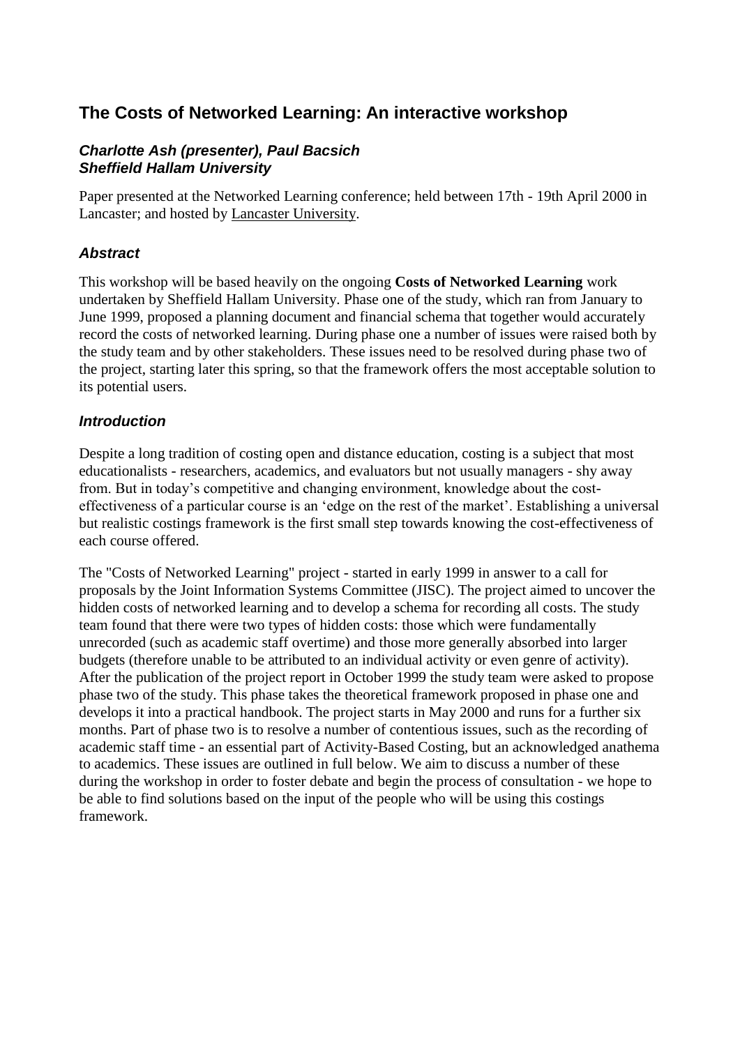# The Costs of Networked Learning: An interactive workshop

***Charlotte Ash (presenter), Paul Bacsich***
***Sheffield Hallam University***

Paper presented at the Networked Learning conference; held between 17th - 19th April 2000 in Lancaster; and hosted by Lancaster University.

## *Abstract*

This workshop will be based heavily on the ongoing **Costs of Networked Learning** work undertaken by Sheffield Hallam University. Phase one of the study, which ran from January to June 1999, proposed a planning document and financial schema that together would accurately record the costs of networked learning. During phase one a number of issues were raised both by the study team and by other stakeholders. These issues need to be resolved during phase two of the project, starting later this spring, so that the framework offers the most acceptable solution to its potential users.

## *Introduction*

Despite a long tradition of costing open and distance education, costing is a subject that most educationalists - researchers, academics, and evaluators but not usually managers - shy away from. But in today's competitive and changing environment, knowledge about the cost-effectiveness of a particular course is an 'edge on the rest of the market'. Establishing a universal but realistic costings framework is the first small step towards knowing the cost-effectiveness of each course offered.

The "Costs of Networked Learning" project - started in early 1999 in answer to a call for proposals by the Joint Information Systems Committee (JISC). The project aimed to uncover the hidden costs of networked learning and to develop a schema for recording all costs. The study team found that there were two types of hidden costs: those which were fundamentally unrecorded (such as academic staff overtime) and those more generally absorbed into larger budgets (therefore unable to be attributed to an individual activity or even genre of activity). After the publication of the project report in October 1999 the study team were asked to propose phase two of the study. This phase takes the theoretical framework proposed in phase one and develops it into a practical handbook. The project starts in May 2000 and runs for a further six months. Part of phase two is to resolve a number of contentious issues, such as the recording of academic staff time - an essential part of Activity-Based Costing, but an acknowledged anathema to academics. These issues are outlined in full below. We aim to discuss a number of these during the workshop in order to foster debate and begin the process of consultation - we hope to be able to find solutions based on the input of the people who will be using this costings framework.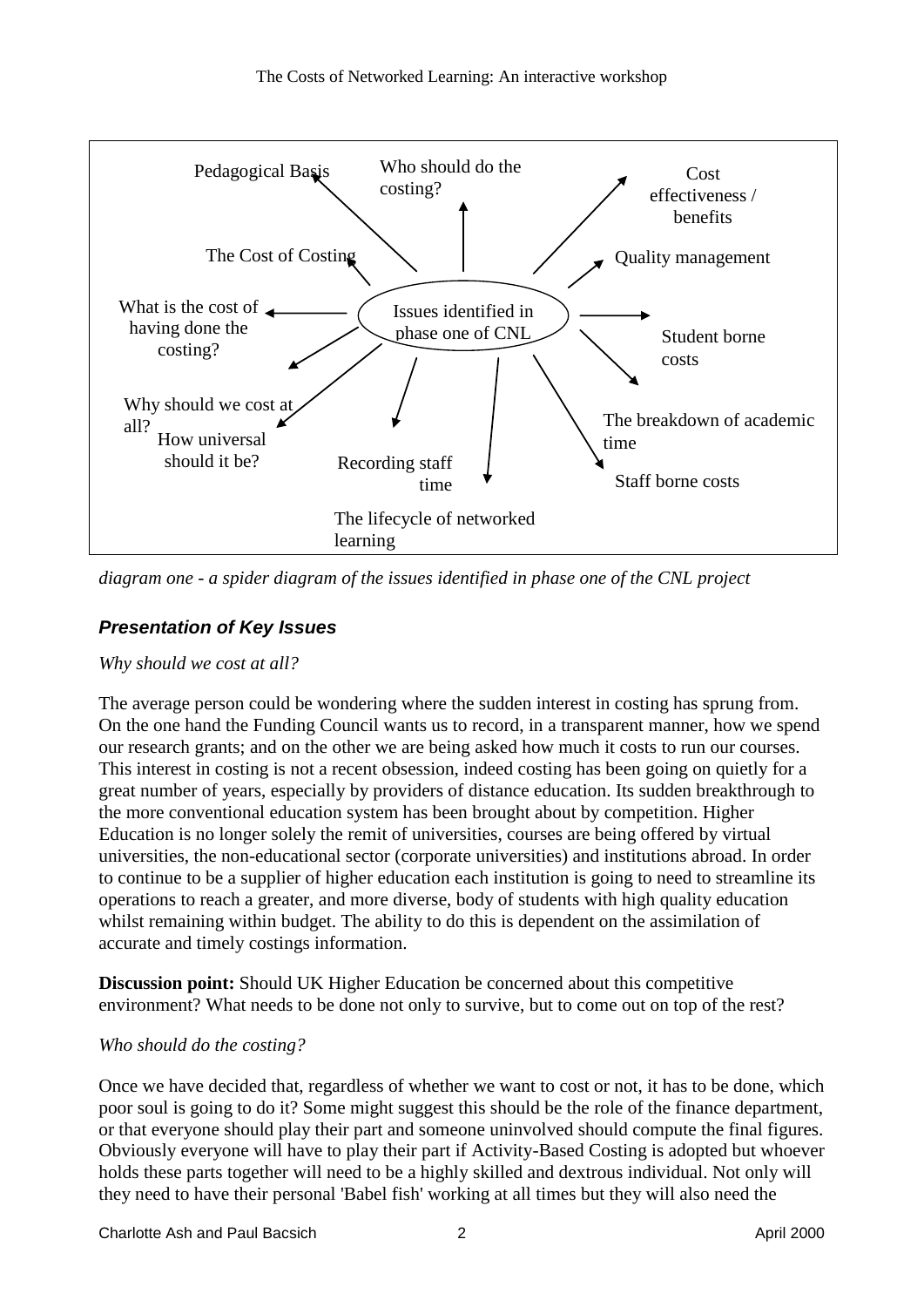Issues identified in phase one of CNL

- Pedagogical Basis
- Who should do the costing?
- Cost effectiveness / benefits
- The Cost of Costing
- Quality management
- What is the cost of having done the costing?
- Student borne costs
- Why should we cost at all?
- How universal should it be?
- The breakdown of academic time
- Recording staff time
- Staff borne costs
- The lifecycle of networked learning

*diagram one - a spider diagram of the issues identified in phase one of the CNL project*

### ***Presentation of Key Issues***

*Why should we cost at all?*

The average person could be wondering where the sudden interest in costing has sprung from. On the one hand the Funding Council wants us to record, in a transparent manner, how we spend our research grants; and on the other we are being asked how much it costs to run our courses. This interest in costing is not a recent obsession, indeed costing has been going on quietly for a great number of years, especially by providers of distance education. Its sudden breakthrough to the more conventional education system has been brought about by competition. Higher Education is no longer solely the remit of universities, courses are being offered by virtual universities, the non-educational sector (corporate universities) and institutions abroad. In order to continue to be a supplier of higher education each institution is going to need to streamline its operations to reach a greater, and more diverse, body of students with high quality education whilst remaining within budget. The ability to do this is dependent on the assimilation of accurate and timely costings information.

**Discussion point:** Should UK Higher Education be concerned about this competitive environment? What needs to be done not only to survive, but to come out on top of the rest?

*Who should do the costing?*

Once we have decided that, regardless of whether we want to cost or not, it has to be done, which poor soul is going to do it? Some might suggest this should be the role of the finance department, or that everyone should play their part and someone uninvolved should compute the final figures. Obviously everyone will have to play their part if Activity-Based Costing is adopted but whoever holds these parts together will need to be a highly skilled and dextrous individual. Not only will they need to have their personal 'Babel fish' working at all times but they will also need the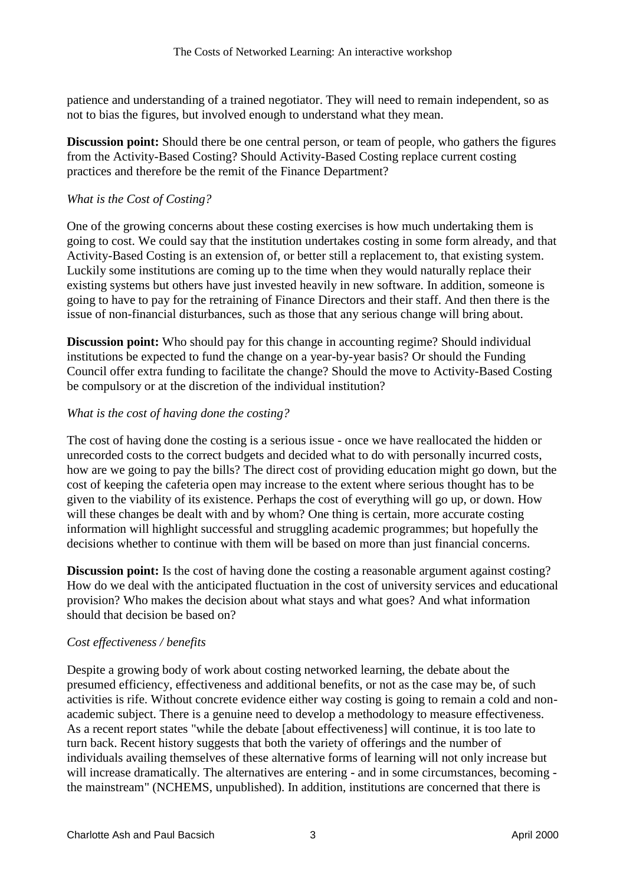patience and understanding of a trained negotiator. They will need to remain independent, so as not to bias the figures, but involved enough to understand what they mean.

**Discussion point:** Should there be one central person, or team of people, who gathers the figures from the Activity-Based Costing? Should Activity-Based Costing replace current costing practices and therefore be the remit of the Finance Department?

*What is the Cost of Costing?*

One of the growing concerns about these costing exercises is how much undertaking them is going to cost. We could say that the institution undertakes costing in some form already, and that Activity-Based Costing is an extension of, or better still a replacement to, that existing system. Luckily some institutions are coming up to the time when they would naturally replace their existing systems but others have just invested heavily in new software. In addition, someone is going to have to pay for the retraining of Finance Directors and their staff. And then there is the issue of non-financial disturbances, such as those that any serious change will bring about.

**Discussion point:** Who should pay for this change in accounting regime? Should individual institutions be expected to fund the change on a year-by-year basis? Or should the Funding Council offer extra funding to facilitate the change? Should the move to Activity-Based Costing be compulsory or at the discretion of the individual institution?

*What is the cost of having done the costing?*

The cost of having done the costing is a serious issue - once we have reallocated the hidden or unrecorded costs to the correct budgets and decided what to do with personally incurred costs, how are we going to pay the bills? The direct cost of providing education might go down, but the cost of keeping the cafeteria open may increase to the extent where serious thought has to be given to the viability of its existence. Perhaps the cost of everything will go up, or down. How will these changes be dealt with and by whom? One thing is certain, more accurate costing information will highlight successful and struggling academic programmes; but hopefully the decisions whether to continue with them will be based on more than just financial concerns.

**Discussion point:** Is the cost of having done the costing a reasonable argument against costing? How do we deal with the anticipated fluctuation in the cost of university services and educational provision? Who makes the decision about what stays and what goes? And what information should that decision be based on?

*Cost effectiveness / benefits*

Despite a growing body of work about costing networked learning, the debate about the presumed efficiency, effectiveness and additional benefits, or not as the case may be, of such activities is rife. Without concrete evidence either way costing is going to remain a cold and non-academic subject. There is a genuine need to develop a methodology to measure effectiveness. As a recent report states "while the debate [about effectiveness] will continue, it is too late to turn back. Recent history suggests that both the variety of offerings and the number of individuals availing themselves of these alternative forms of learning will not only increase but will increase dramatically. The alternatives are entering - and in some circumstances, becoming - the mainstream" (NCHEMS, unpublished). In addition, institutions are concerned that there is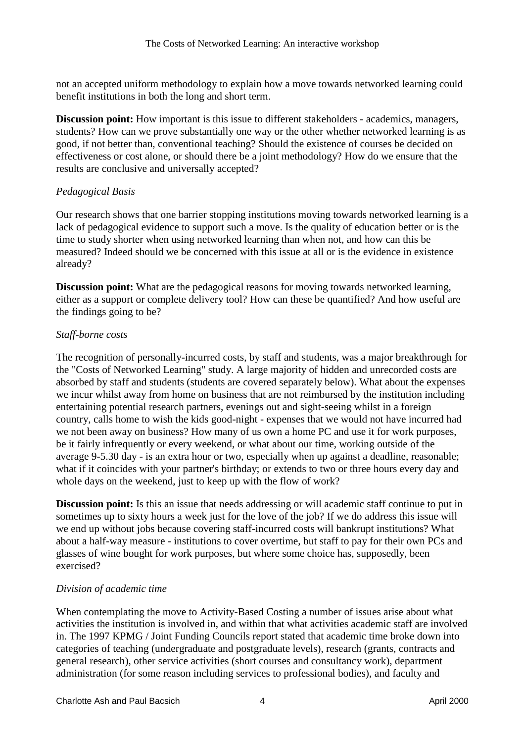not an accepted uniform methodology to explain how a move towards networked learning could benefit institutions in both the long and short term.

**Discussion point:** How important is this issue to different stakeholders - academics, managers, students? How can we prove substantially one way or the other whether networked learning is as good, if not better than, conventional teaching? Should the existence of courses be decided on effectiveness or cost alone, or should there be a joint methodology? How do we ensure that the results are conclusive and universally accepted?

*Pedagogical Basis*

Our research shows that one barrier stopping institutions moving towards networked learning is a lack of pedagogical evidence to support such a move. Is the quality of education better or is the time to study shorter when using networked learning than when not, and how can this be measured? Indeed should we be concerned with this issue at all or is the evidence in existence already?

**Discussion point:** What are the pedagogical reasons for moving towards networked learning, either as a support or complete delivery tool? How can these be quantified? And how useful are the findings going to be?

*Staff-borne costs*

The recognition of personally-incurred costs, by staff and students, was a major breakthrough for the "Costs of Networked Learning" study. A large majority of hidden and unrecorded costs are absorbed by staff and students (students are covered separately below). What about the expenses we incur whilst away from home on business that are not reimbursed by the institution including entertaining potential research partners, evenings out and sight-seeing whilst in a foreign country, calls home to wish the kids good-night - expenses that we would not have incurred had we not been away on business? How many of us own a home PC and use it for work purposes, be it fairly infrequently or every weekend, or what about our time, working outside of the average 9-5.30 day - is an extra hour or two, especially when up against a deadline, reasonable; what if it coincides with your partner's birthday; or extends to two or three hours every day and whole days on the weekend, just to keep up with the flow of work?

**Discussion point:** Is this an issue that needs addressing or will academic staff continue to put in sometimes up to sixty hours a week just for the love of the job? If we do address this issue will we end up without jobs because covering staff-incurred costs will bankrupt institutions? What about a half-way measure - institutions to cover overtime, but staff to pay for their own PCs and glasses of wine bought for work purposes, but where some choice has, supposedly, been exercised?

*Division of academic time*

When contemplating the move to Activity-Based Costing a number of issues arise about what activities the institution is involved in, and within that what activities academic staff are involved in. The 1997 KPMG / Joint Funding Councils report stated that academic time broke down into categories of teaching (undergraduate and postgraduate levels), research (grants, contracts and general research), other service activities (short courses and consultancy work), department administration (for some reason including services to professional bodies), and faculty and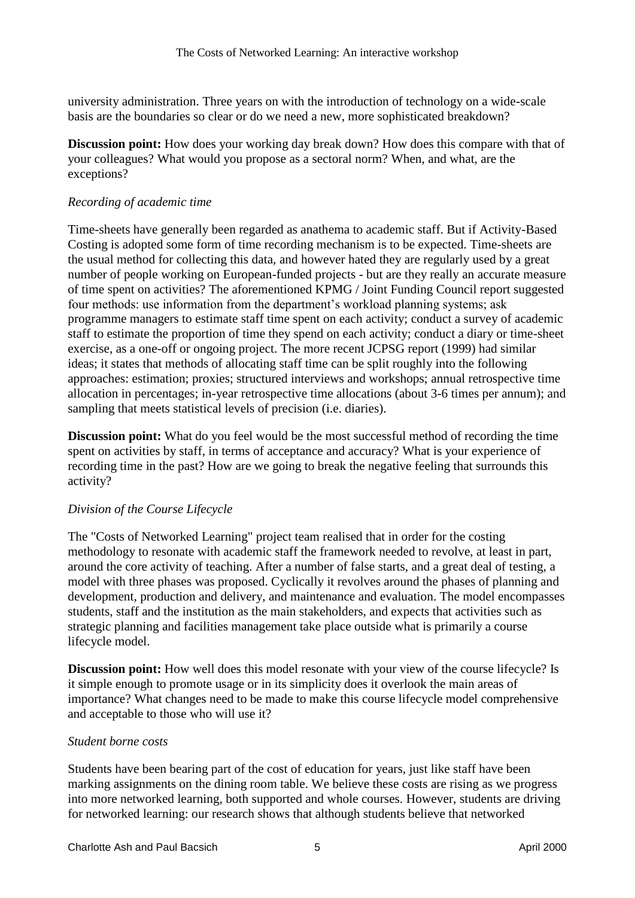university administration. Three years on with the introduction of technology on a wide-scale basis are the boundaries so clear or do we need a new, more sophisticated breakdown?

**Discussion point:** How does your working day break down? How does this compare with that of your colleagues? What would you propose as a sectoral norm? When, and what, are the exceptions?

*Recording of academic time*

Time-sheets have generally been regarded as anathema to academic staff. But if Activity-Based Costing is adopted some form of time recording mechanism is to be expected. Time-sheets are the usual method for collecting this data, and however hated they are regularly used by a great number of people working on European-funded projects - but are they really an accurate measure of time spent on activities? The aforementioned KPMG / Joint Funding Council report suggested four methods: use information from the department's workload planning systems; ask programme managers to estimate staff time spent on each activity; conduct a survey of academic staff to estimate the proportion of time they spend on each activity; conduct a diary or time-sheet exercise, as a one-off or ongoing project. The more recent JCPSG report (1999) had similar ideas; it states that methods of allocating staff time can be split roughly into the following approaches: estimation; proxies; structured interviews and workshops; annual retrospective time allocation in percentages; in-year retrospective time allocations (about 3-6 times per annum); and sampling that meets statistical levels of precision (i.e. diaries).

**Discussion point:** What do you feel would be the most successful method of recording the time spent on activities by staff, in terms of acceptance and accuracy? What is your experience of recording time in the past? How are we going to break the negative feeling that surrounds this activity?

*Division of the Course Lifecycle*

The "Costs of Networked Learning" project team realised that in order for the costing methodology to resonate with academic staff the framework needed to revolve, at least in part, around the core activity of teaching. After a number of false starts, and a great deal of testing, a model with three phases was proposed. Cyclically it revolves around the phases of planning and development, production and delivery, and maintenance and evaluation. The model encompasses students, staff and the institution as the main stakeholders, and expects that activities such as strategic planning and facilities management take place outside what is primarily a course lifecycle model.

**Discussion point:** How well does this model resonate with your view of the course lifecycle? Is it simple enough to promote usage or in its simplicity does it overlook the main areas of importance? What changes need to be made to make this course lifecycle model comprehensive and acceptable to those who will use it?

*Student borne costs*

Students have been bearing part of the cost of education for years, just like staff have been marking assignments on the dining room table. We believe these costs are rising as we progress into more networked learning, both supported and whole courses. However, students are driving for networked learning: our research shows that although students believe that networked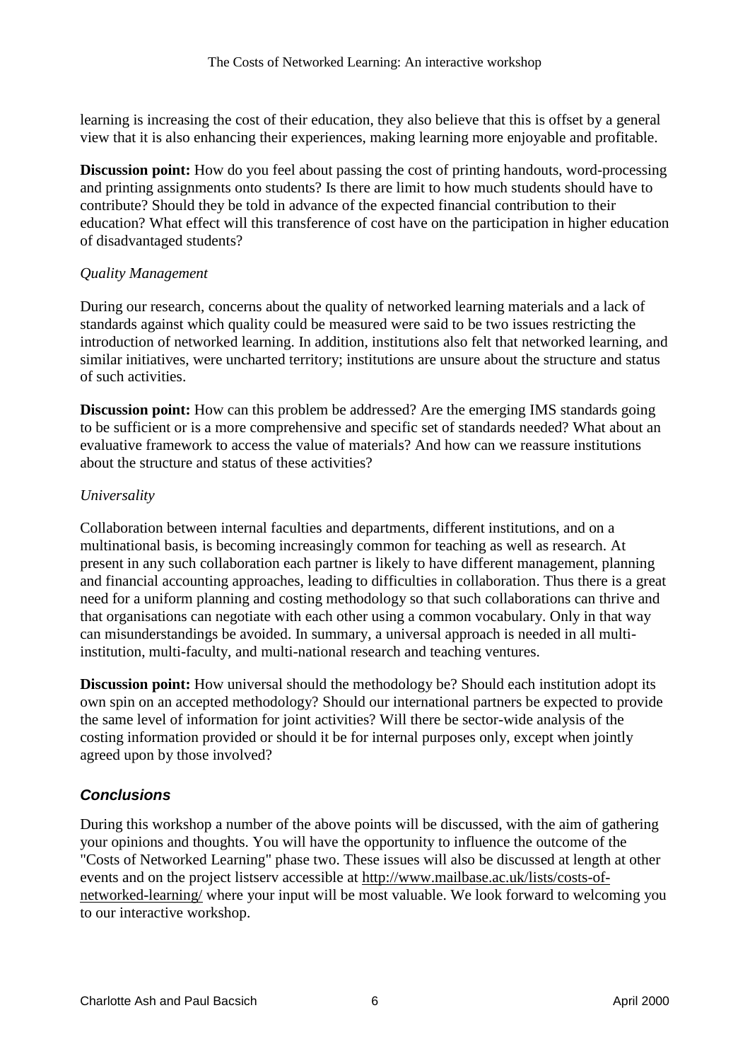learning is increasing the cost of their education, they also believe that this is offset by a general view that it is also enhancing their experiences, making learning more enjoyable and profitable.

**Discussion point:** How do you feel about passing the cost of printing handouts, word-processing and printing assignments onto students? Is there are limit to how much students should have to contribute? Should they be told in advance of the expected financial contribution to their education? What effect will this transference of cost have on the participation in higher education of disadvantaged students?

*Quality Management*

During our research, concerns about the quality of networked learning materials and a lack of standards against which quality could be measured were said to be two issues restricting the introduction of networked learning. In addition, institutions also felt that networked learning, and similar initiatives, were uncharted territory; institutions are unsure about the structure and status of such activities.

**Discussion point:** How can this problem be addressed? Are the emerging IMS standards going to be sufficient or is a more comprehensive and specific set of standards needed? What about an evaluative framework to access the value of materials? And how can we reassure institutions about the structure and status of these activities?

*Universality*

Collaboration between internal faculties and departments, different institutions, and on a multinational basis, is becoming increasingly common for teaching as well as research. At present in any such collaboration each partner is likely to have different management, planning and financial accounting approaches, leading to difficulties in collaboration. Thus there is a great need for a uniform planning and costing methodology so that such collaborations can thrive and that organisations can negotiate with each other using a common vocabulary. Only in that way can misunderstandings be avoided. In summary, a universal approach is needed in all multi-institution, multi-faculty, and multi-national research and teaching ventures.

**Discussion point:** How universal should the methodology be? Should each institution adopt its own spin on an accepted methodology? Should our international partners be expected to provide the same level of information for joint activities? Will there be sector-wide analysis of the costing information provided or should it be for internal purposes only, except when jointly agreed upon by those involved?

## ***Conclusions***

During this workshop a number of the above points will be discussed, with the aim of gathering your opinions and thoughts. You will have the opportunity to influence the outcome of the "Costs of Networked Learning" phase two. These issues will also be discussed at length at other events and on the project listserv accessible at http://www.mailbase.ac.uk/lists/costs-of-networked-learning/ where your input will be most valuable. We look forward to welcoming you to our interactive workshop.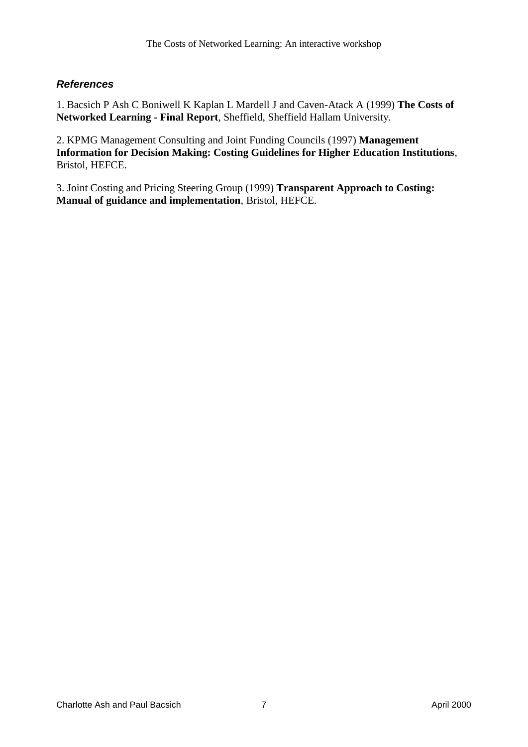### ***References***

1. Bacsich P Ash C Boniwell K Kaplan L Mardell J and Caven-Atack A (1999) **The Costs of Networked Learning - Final Report**, Sheffield, Sheffield Hallam University.

2. KPMG Management Consulting and Joint Funding Councils (1997) **Management Information for Decision Making: Costing Guidelines for Higher Education Institutions**, Bristol, HEFCE.

3. Joint Costing and Pricing Steering Group (1999) **Transparent Approach to Costing: Manual of guidance and implementation**, Bristol, HEFCE.